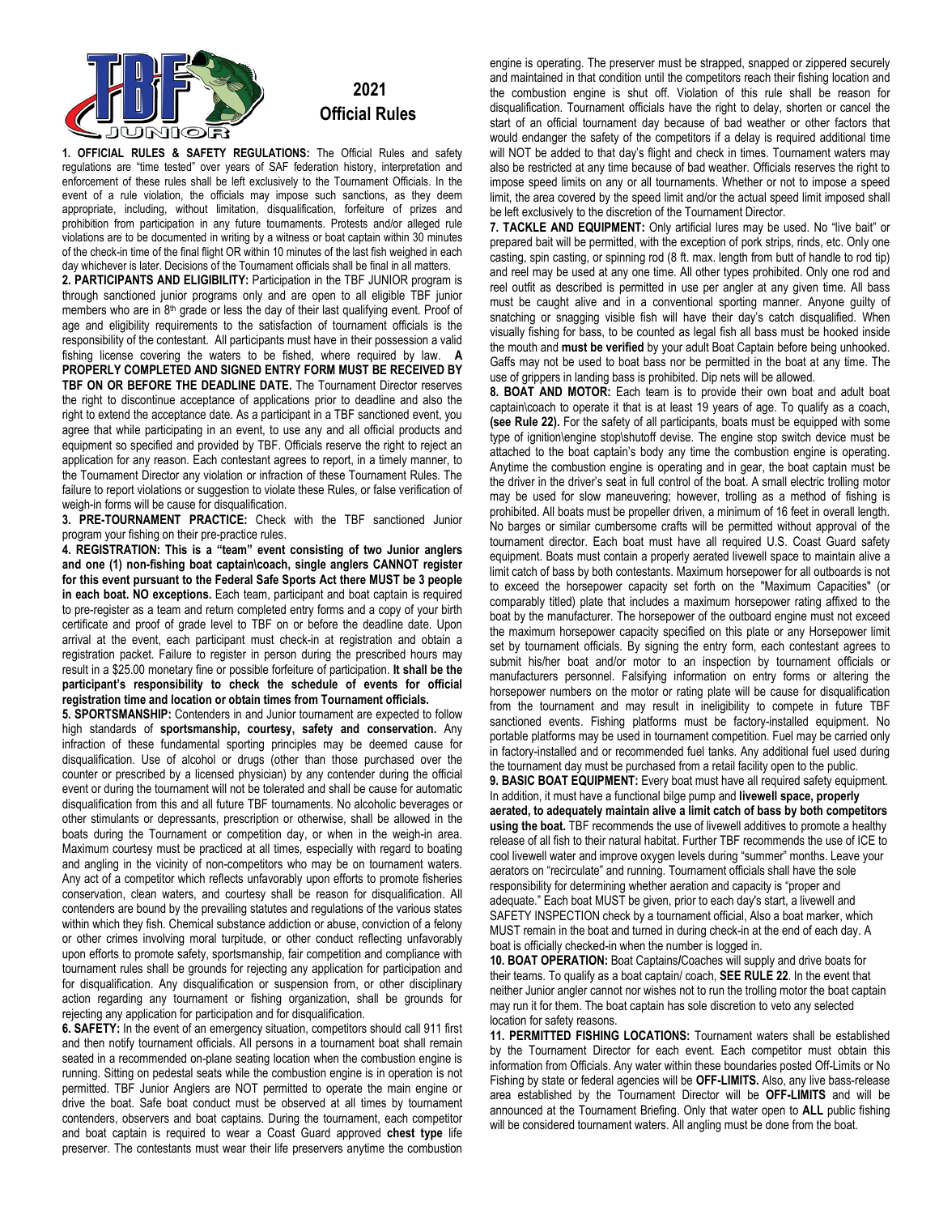# 2021 Official Rules

**1. OFFICIAL RULES & SAFETY REGULATIONS:** The Official Rules and safety regulations are "time tested" over years of SAF federation history, interpretation and enforcement of these rules shall be left exclusively to the Tournament Officials. In the event of a rule violation, the officials may impose such sanctions, as they deem appropriate, including, without limitation, disqualification, forfeiture of prizes and prohibition from participation in any future tournaments. Protests and/or alleged rule violations are to be documented in writing by a witness or boat captain within 30 minutes of the check-in time of the final flight OR within 10 minutes of the last fish weighed in each day whichever is later. Decisions of the Tournament officials shall be final in all matters.

**2. PARTICIPANTS AND ELIGIBILITY:** Participation in the TBF JUNIOR program is through sanctioned junior programs only and are open to all eligible TBF junior members who are in 8th grade or less the day of their last qualifying event. Proof of age and eligibility requirements to the satisfaction of tournament officials is the responsibility of the contestant. All participants must have in their possession a valid fishing license covering the waters to be fished, where required by law. **A PROPERLY COMPLETED AND SIGNED ENTRY FORM MUST BE RECEIVED BY TBF ON OR BEFORE THE DEADLINE DATE.** The Tournament Director reserves the right to discontinue acceptance of applications prior to deadline and also the right to extend the acceptance date. As a participant in a TBF sanctioned event, you agree that while participating in an event, to use any and all official products and equipment so specified and provided by TBF. Officials reserve the right to reject an application for any reason. Each contestant agrees to report, in a timely manner, to the Tournament Director any violation or infraction of these Tournament Rules. The failure to report violations or suggestion to violate these Rules, or false verification of weigh-in forms will be cause for disqualification.

**3. PRE-TOURNAMENT PRACTICE:** Check with the TBF sanctioned Junior program your fishing on their pre-practice rules.

**4. REGISTRATION: This is a "team" event consisting of two Junior anglers and one (1) non-fishing boat captain\coach, single anglers CANNOT register for this event pursuant to the Federal Safe Sports Act there MUST be 3 people in each boat. NO exceptions.** Each team, participant and boat captain is required to pre-register as a team and return completed entry forms and a copy of your birth certificate and proof of grade level to TBF on or before the deadline date. Upon arrival at the event, each participant must check-in at registration and obtain a registration packet. Failure to register in person during the prescribed hours may result in a $25.00 monetary fine or possible forfeiture of participation. **It shall be the participant's responsibility to check the schedule of events for official registration time and location or obtain times from Tournament officials.**

**5. SPORTSMANSHIP:** Contenders in and Junior tournament are expected to follow high standards of **sportsmanship, courtesy, safety and conservation.** Any infraction of these fundamental sporting principles may be deemed cause for disqualification. Use of alcohol or drugs (other than those purchased over the counter or prescribed by a licensed physician) by any contender during the official event or during the tournament will not be tolerated and shall be cause for automatic disqualification from this and all future TBF tournaments. No alcoholic beverages or other stimulants or depressants, prescription or otherwise, shall be allowed in the boats during the Tournament or competition day, or when in the weigh-in area. Maximum courtesy must be practiced at all times, especially with regard to boating and angling in the vicinity of non-competitors who may be on tournament waters. Any act of a competitor which reflects unfavorably upon efforts to promote fisheries conservation, clean waters, and courtesy shall be reason for disqualification. All contenders are bound by the prevailing statutes and regulations of the various states within which they fish. Chemical substance addiction or abuse, conviction of a felony or other crimes involving moral turpitude, or other conduct reflecting unfavorably upon efforts to promote safety, sportsmanship, fair competition and compliance with tournament rules shall be grounds for rejecting any application for participation and for disqualification. Any disqualification or suspension from, or other disciplinary action regarding any tournament or fishing organization, shall be grounds for rejecting any application for participation and for disqualification.

**6. SAFETY:** In the event of an emergency situation, competitors should call 911 first and then notify tournament officials. All persons in a tournament boat shall remain seated in a recommended on-plane seating location when the combustion engine is running. Sitting on pedestal seats while the combustion engine is in operation is not permitted. TBF Junior Anglers are NOT permitted to operate the main engine or drive the boat. Safe boat conduct must be observed at all times by tournament contenders, observers and boat captains. During the tournament, each competitor and boat captain is required to wear a Coast Guard approved **chest type** life preserver. The contestants must wear their life preservers anytime the combustion engine is operating. The preserver must be strapped, snapped or zippered securely and maintained in that condition until the competitors reach their fishing location and the combustion engine is shut off. Violation of this rule shall be reason for disqualification. Tournament officials have the right to delay, shorten or cancel the start of an official tournament day because of bad weather or other factors that would endanger the safety of the competitors if a delay is required additional time will NOT be added to that day's flight and check in times. Tournament waters may also be restricted at any time because of bad weather. Officials reserves the right to impose speed limits on any or all tournaments. Whether or not to impose a speed limit, the area covered by the speed limit and/or the actual speed limit imposed shall be left exclusively to the discretion of the Tournament Director.

**7. TACKLE AND EQUIPMENT:** Only artificial lures may be used. No "live bait" or prepared bait will be permitted, with the exception of pork strips, rinds, etc. Only one casting, spin casting, or spinning rod (8 ft. max. length from butt of handle to rod tip) and reel may be used at any one time. All other types prohibited. Only one rod and reel outfit as described is permitted in use per angler at any given time. All bass must be caught alive and in a conventional sporting manner. Anyone guilty of snatching or snagging visible fish will have their day's catch disqualified. When visually fishing for bass, to be counted as legal fish all bass must be hooked inside the mouth and **must be verified** by your adult Boat Captain before being unhooked. Gaffs may not be used to boat bass nor be permitted in the boat at any time. The use of grippers in landing bass is prohibited. Dip nets will be allowed.

**8. BOAT AND MOTOR:** Each team is to provide their own boat and adult boat captain\coach to operate it that is at least 19 years of age. To qualify as a coach, **(see Rule 22).** For the safety of all participants, boats must be equipped with some type of ignition\engine stop\shutoff devise. The engine stop switch device must be attached to the boat captain's body any time the combustion engine is operating. Anytime the combustion engine is operating and in gear, the boat captain must be the driver in the driver's seat in full control of the boat. A small electric trolling motor may be used for slow maneuvering; however, trolling as a method of fishing is prohibited. All boats must be propeller driven, a minimum of 16 feet in overall length. No barges or similar cumbersome crafts will be permitted without approval of the tournament director. Each boat must have all required U.S. Coast Guard safety equipment. Boats must contain a properly aerated livewell space to maintain alive a limit catch of bass by both contestants. Maximum horsepower for all outboards is not to exceed the horsepower capacity set forth on the "Maximum Capacities" (or comparably titled) plate that includes a maximum horsepower rating affixed to the boat by the manufacturer. The horsepower of the outboard engine must not exceed the maximum horsepower capacity specified on this plate or any Horsepower limit set by tournament officials. By signing the entry form, each contestant agrees to submit his/her boat and/or motor to an inspection by tournament officials or manufacturers personnel. Falsifying information on entry forms or altering the horsepower numbers on the motor or rating plate will be cause for disqualification from the tournament and may result in ineligibility to compete in future TBF sanctioned events. Fishing platforms must be factory-installed equipment. No portable platforms may be used in tournament competition. Fuel may be carried only in factory-installed or recommended fuel tanks. Any additional fuel used during the tournament day must be purchased from a retail facility open to the public.

**9. BASIC BOAT EQUIPMENT:** Every boat must have all required safety equipment. In addition, it must have a functional bilge pump and **livewell space, properly aerated, to adequately maintain alive a limit catch of bass by both competitors using the boat.** TBF recommends the use of livewell additives to promote a healthy release of all fish to their natural habitat. Further TBF recommends the use of ICE to cool livewell water and improve oxygen levels during "summer" months. Leave your aerators on "recirculate" and running. Tournament officials shall have the sole responsibility for determining whether aeration and capacity is "proper and adequate." Each boat MUST be given, prior to each day's start, a livewell and SAFETY INSPECTION check by a tournament official, Also a boat marker, which MUST remain in the boat and turned in during check-in at the end of each day. A boat is officially checked-in when the number is logged in.

**10. BOAT OPERATION:** Boat Captains/Coaches will supply and drive boats for their teams. To qualify as a boat captain/ coach, **SEE RULE 22**. In the event that neither Junior angler cannot nor wishes not to run the trolling motor the boat captain may run it for them. The boat captain has sole discretion to veto any selected location for safety reasons.

**11. PERMITTED FISHING LOCATIONS:** Tournament waters shall be established by the Tournament Director for each event. Each competitor must obtain this information from Officials. Any water within these boundaries posted Off-Limits or No Fishing by state or federal agencies will be **OFF-LIMITS.** Also, any live bass-release area established by the Tournament Director will be **OFF-LIMITS** and will be announced at the Tournament Briefing. Only that water open to **ALL** public fishing will be considered tournament waters. All angling must be done from the boat.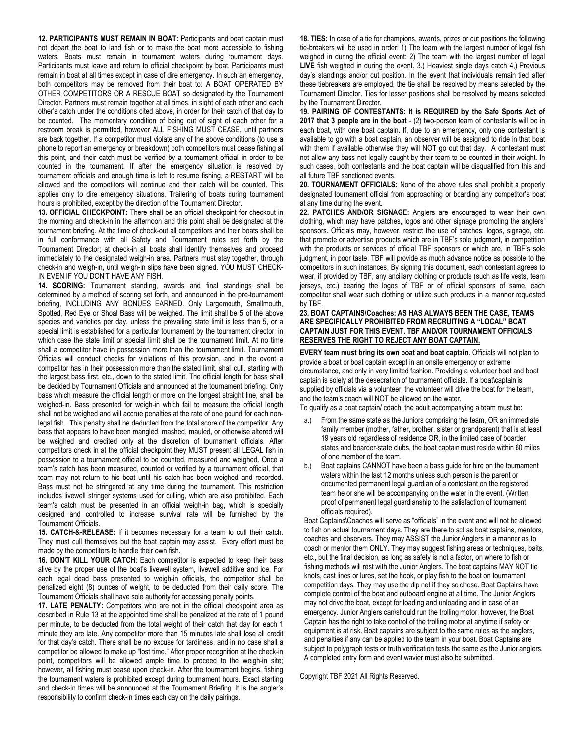**12. PARTICIPANTS MUST REMAIN IN BOAT:** Participants and boat captain must not depart the boat to land fish or to make the boat more accessible to fishing waters. Boats must remain in tournament waters during tournament days. Participants must leave and return to official checkpoint by boat. Participants must remain in boat at all times except in case of dire emergency. In such an emergency, both competitors may be removed from their boat to: A BOAT OPERATED BY OTHER COMPETITORS OR A RESCUE BOAT so designated by the Tournament Director. Partners must remain together at all times, in sight of each other and each other's catch under the conditions cited above, in order for their catch of that day to be counted. The momentary condition of being out of sight of each other for a restroom break is permitted, however ALL FISHING MUST CEASE, until partners are back together. If a competitor must violate any of the above conditions (to use a phone to report an emergency or breakdown) both competitors must cease fishing at this point, and their catch must be verified by a tournament official in order to be counted in the tournament. If after the emergency situation is resolved by tournament officials and enough time is left to resume fishing, a RESTART will be allowed and the competitors will continue and their catch will be counted. This applies only to dire emergency situations. Trailering of boats during tournament hours is prohibited, except by the direction of the Tournament Director.

**13. OFFICIAL CHECKPOINT:** There shall be an official checkpoint for checkout in the morning and check-in in the afternoon and this point shall be designated at the tournament briefing. At the time of check-out all competitors and their boats shall be in full conformance with all Safety and Tournament rules set forth by the Tournament Director; at check-in all boats shall identify themselves and proceed immediately to the designated weigh-in area. Partners must stay together, through check-in and weigh-in, until weigh-in slips have been signed. YOU MUST CHECK-IN EVEN IF YOU DON'T HAVE ANY FISH.

**14. SCORING:** Tournament standing, awards and final standings shall be determined by a method of scoring set forth, and announced in the pre-tournament briefing, INCLUDING ANY BONUES EARNED. Only Largemouth, Smallmouth, Spotted, Red Eye or Shoal Bass will be weighed. The limit shall be 5 of the above species and varieties per day, unless the prevailing state limit is less than 5, or a special limit is established for a particular tournament by the tournament director, in which case the state limit or special limit shall be the tournament limit. At no time shall a competitor have in possession more than the tournament limit. Tournament Officials will conduct checks for violations of this provision, and in the event a competitor has in their possession more than the stated limit, shall cull, starting with the largest bass first, etc., down to the stated limit. The official length for bass shall be decided by Tournament Officials and announced at the tournament briefing. Only bass which measure the official length or more on the longest straight line, shall be weighed-in. Bass presented for weigh-in which fail to measure the official length shall not be weighed and will accrue penalties at the rate of one pound for each non-legal fish. This penalty shall be deducted from the total score of the competitor. Any bass that appears to have been mangled, mashed, mauled, or otherwise altered will be weighed and credited only at the discretion of tournament officials. After competitors check in at the official checkpoint they MUST present all LEGAL fish in possession to a tournament official to be counted, measured and weighed. Once a team's catch has been measured, counted or verified by a tournament official, that team may not return to his boat until his catch has been weighed and recorded. Bass must not be stringered at any time during the tournament. This restriction includes livewell stringer systems used for culling, which are also prohibited. Each team's catch must be presented in an official weigh-in bag, which is specially designed and controlled to increase survival rate will be furnished by the Tournament Officials.

**15. CATCH-&-RELEASE:** If it becomes necessary for a team to cull their catch. They must cull themselves but the boat captain may assist. Every effort must be made by the competitors to handle their own fish.

**16. DON'T KILL YOUR CATCH**: Each competitor is expected to keep their bass alive by the proper use of the boat's livewell system, livewell additive and ice. For each legal dead bass presented to weigh-in officials, the competitor shall be penalized eight (8) ounces of weight, to be deducted from their daily score. The Tournament Officials shall have sole authority for accessing penalty points.

**17. LATE PENALTY:** Competitors who are not in the official checkpoint area as described in Rule 13 at the appointed time shall be penalized at the rate of 1 pound per minute, to be deducted from the total weight of their catch that day for each 1 minute they are late. Any competitor more than 15 minutes late shall lose all credit for that day's catch. There shall be no excuse for tardiness, and in no case shall a competitor be allowed to make up "lost time." After proper recognition at the check-in point, competitors will be allowed ample time to proceed to the weigh-in site; however, all fishing must cease upon check-in. After the tournament begins, fishing the tournament waters is prohibited except during tournament hours. Exact starting and check-in times will be announced at the Tournament Briefing. It is the angler's responsibility to confirm check-in times each day on the daily pairings.

**18. TIES:** In case of a tie for champions, awards, prizes or cut positions the following tie-breakers will be used in order: 1) The team with the largest number of legal fish weighed in during the official event: 2) The team with the largest number of legal **LIVE** fish weighed in during the event. 3.) Heaviest single days catch 4,) Previous day's standings and/or cut position. In the event that individuals remain tied after these tiebreakers are employed, the tie shall be resolved by means selected by the Tournament Director. Ties for lesser positions shall be resolved by means selected by the Tournament Director.

**19. PAIRING OF CONTESTANTS: It is REQUIRED by the Safe Sports Act of 2017 that 3 people are in the boat** - (2) two-person team of contestants will be in each boat, with one boat captain. If, due to an emergency, only one contestant is available to go with a boat captain, an observer will be assigned to ride in that boat with them if available otherwise they will NOT go out that day. A contestant must not allow any bass not legally caught by their team to be counted in their weight. In such cases, both contestants and the boat captain will be disqualified from this and all future TBF sanctioned events.

**20. TOURNAMENT OFFICIALS:** None of the above rules shall prohibit a properly designated tournament official from approaching or boarding any competitor's boat at any time during the event.

**22. PATCHES AND/OR SIGNAGE:** Anglers are encouraged to wear their own clothing, which may have patches, logos and other signage promoting the anglers' sponsors. Officials may, however, restrict the use of patches, logos, signage, etc. that promote or advertise products which are in TBF's sole judgment, in competition with the products or services of official TBF sponsors or which are, in TBF's sole judgment, in poor taste. TBF will provide as much advance notice as possible to the competitors in such instances. By signing this document, each contestant agrees to wear, if provided by TBF, any ancillary clothing or products (such as life vests, team jerseys, etc.) bearing the logos of TBF or of official sponsors of same, each competitor shall wear such clothing or utilize such products in a manner requested by TBF.

**23. BOAT CAPTAINS\Coaches: AS HAS ALWAYS BEEN THE CASE, TEAMS ARE SPECIFICALLY PROHIBITED FROM RECRUITING A "LOCAL" BOAT CAPTAIN JUST FOR THIS EVENT. TBF AND/OR TOURNAMENT OFFICIALS RESERVES THE RIGHT TO REJECT ANY BOAT CAPTAIN.**

**EVERY team must bring its own boat and boat captain**. Officials will not plan to provide a boat or boat captain except in an onsite emergency or extreme circumstance, and only in very limited fashion. Providing a volunteer boat and boat captain is solely at the desecration of tournament officials. If a boat\captain is supplied by officials via a volunteer, the volunteer will drive the boat for the team, and the team's coach will NOT be allowed on the water.

To qualify as a boat captain/ coach, the adult accompanying a team must be:

a.) From the same state as the Juniors comprising the team, OR an immediate family member (mother, father, brother, sister or grandparent) that is at least 19 years old regardless of residence OR, in the limited case of boarder states and boarder-state clubs, the boat captain must reside within 60 miles of one member of the team.

b.) Boat captains CANNOT have been a bass guide for hire on the tournament waters within the last 12 months unless such person is the parent or documented permanent legal guardian of a contestant on the registered team he or she will be accompanying on the water in the event. (Written proof of permanent legal guardianship to the satisfaction of tournament officials required).

Boat Captains\Coaches will serve as "officials" in the event and will not be allowed to fish on actual tournament days. They are there to act as boat captains, mentors, coaches and observers. They may ASSIST the Junior Anglers in a manner as to coach or mentor them ONLY. They may suggest fishing areas or techniques, baits, etc., but the final decision, as long as safety is not a factor, on where to fish or fishing methods will rest with the Junior Anglers. The boat captains MAY NOT tie knots, cast lines or lures, set the hook, or play fish to the boat on tournament competition days. They may use the dip net if they so chose. Boat Captains have complete control of the boat and outboard engine at all time. The Junior Anglers may not drive the boat, except for loading and unloading and in case of an emergency. Junior Anglers can\should run the trolling motor; however, the Boat Captain has the right to take control of the trolling motor at anytime if safety or equipment is at risk. Boat captains are subject to the same rules as the anglers, and penalties if any can be applied to the team in your boat. Boat Captains are subject to polygraph tests or truth verification tests the same as the Junior anglers. A completed entry form and event wavier must also be submitted.

Copyright TBF 2021 All Rights Reserved.